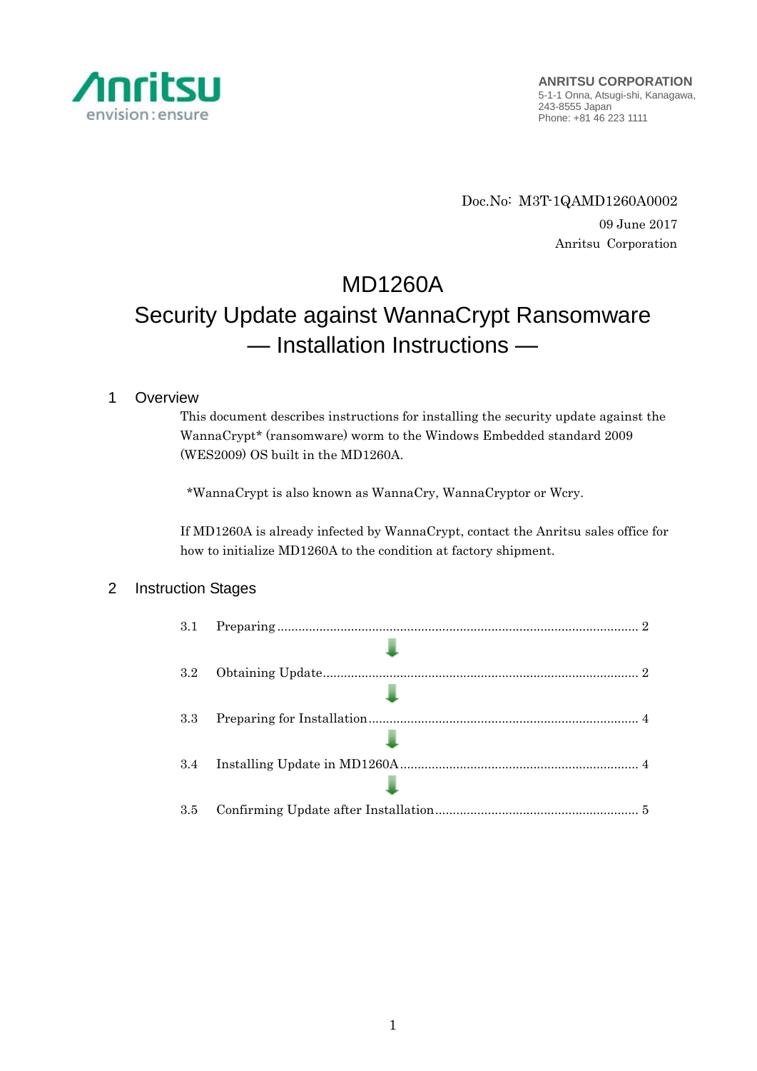**ANRITSU CORPORATION**
5-1-1 Onna, Atsugi-shi, Kanagawa,
243-8555 Japan
Phone: +81 46 223 1111

Doc.No: M3T-1QAMD1260A0002

09 June 2017

Anritsu Corporation

# MD1260A
# Security Update against WannaCrypt Ransomware
# — Installation Instructions —

## 1 Overview

This document describes instructions for installing the security update against the WannaCrypt* (ransomware) worm to the Windows Embedded standard 2009 (WES2009) OS built in the MD1260A.

*WannaCrypt is also known as WannaCry, WannaCryptor or Wcry.

If MD1260A is already infected by WannaCrypt, contact the Anritsu sales office for how to initialize MD1260A to the condition at factory shipment.

## 2 Instruction Stages

3.1 Preparing ...................................................................................................... 2

↓

3.2 Obtaining Update ......................................................................................... 2

↓

3.3 Preparing for Installation ............................................................................. 4

↓

3.4 Installing Update in MD1260A .................................................................... 4

↓

3.5 Confirming Update after Installation .......................................................... 5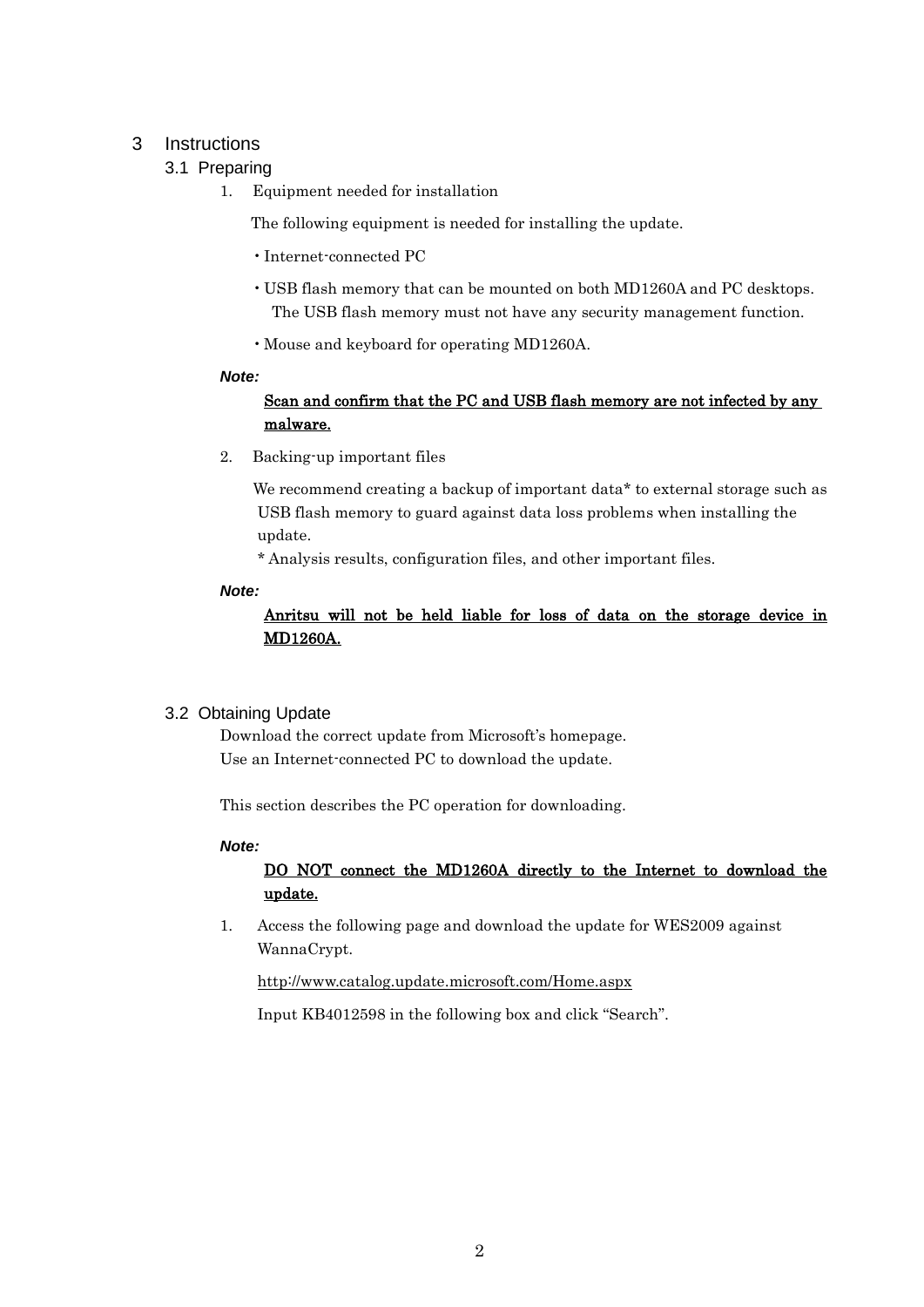# 3 Instructions

## 3.1 Preparing

1. Equipment needed for installation

   The following equipment is needed for installing the update.

   - Internet-connected PC
   - USB flash memory that can be mounted on both MD1260A and PC desktops. The USB flash memory must not have any security management function.
   - Mouse and keyboard for operating MD1260A.

***Note:***

**Scan and confirm that the PC and USB flash memory are not infected by any malware.**

2. Backing-up important files

   We recommend creating a backup of important data* to external storage such as USB flash memory to guard against data loss problems when installing the update.

   * Analysis results, configuration files, and other important files.

***Note:***

**Anritsu will not be held liable for loss of data on the storage device in MD1260A.**

## 3.2 Obtaining Update

Download the correct update from Microsoft's homepage.
Use an Internet-connected PC to download the update.

This section describes the PC operation for downloading.

***Note:***

**DO NOT connect the MD1260A directly to the Internet to download the update.**

1. Access the following page and download the update for WES2009 against WannaCrypt.

   http://www.catalog.update.microsoft.com/Home.aspx

   Input KB4012598 in the following box and click "Search".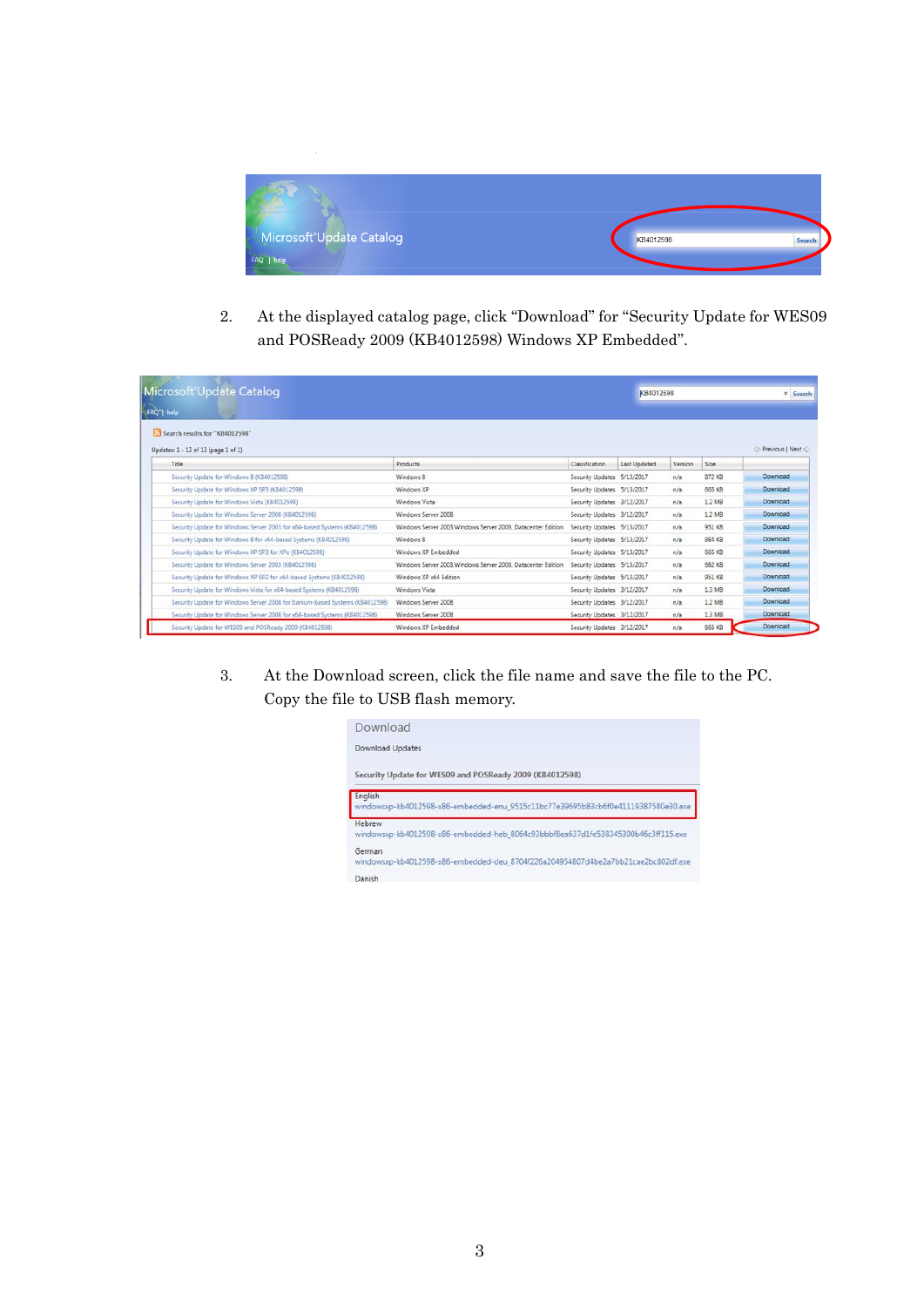2. At the displayed catalog page, click "Download" for "Security Update for WES09 and POSReady 2009 (KB4012598) Windows XP Embedded".

3. At the Download screen, click the file name and save the file to the PC. Copy the file to USB flash memory.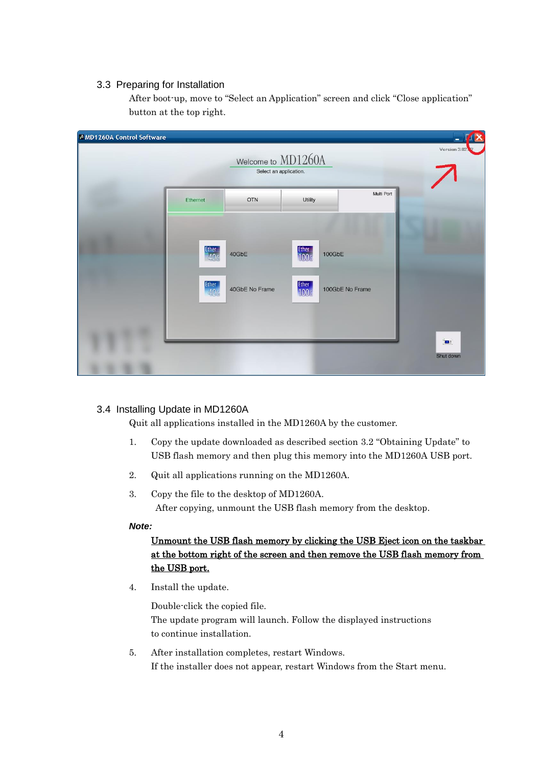## 3.3 Preparing for Installation

After boot-up, move to "Select an Application" screen and click "Close application" button at the top right.

## 3.4 Installing Update in MD1260A

Quit all applications installed in the MD1260A by the customer.

1. Copy the update downloaded as described section 3.2 "Obtaining Update" to USB flash memory and then plug this memory into the MD1260A USB port.

2. Quit all applications running on the MD1260A.

3. Copy the file to the desktop of MD1260A.
   After copying, unmount the USB flash memory from the desktop.

***Note:***

<u>**Unmount the USB flash memory by clicking the USB Eject icon on the taskbar at the bottom right of the screen and then remove the USB flash memory from the USB port.**</u>

4. Install the update.

   Double-click the copied file.
   The update program will launch. Follow the displayed instructions to continue installation.

5. After installation completes, restart Windows.
   If the installer does not appear, restart Windows from the Start menu.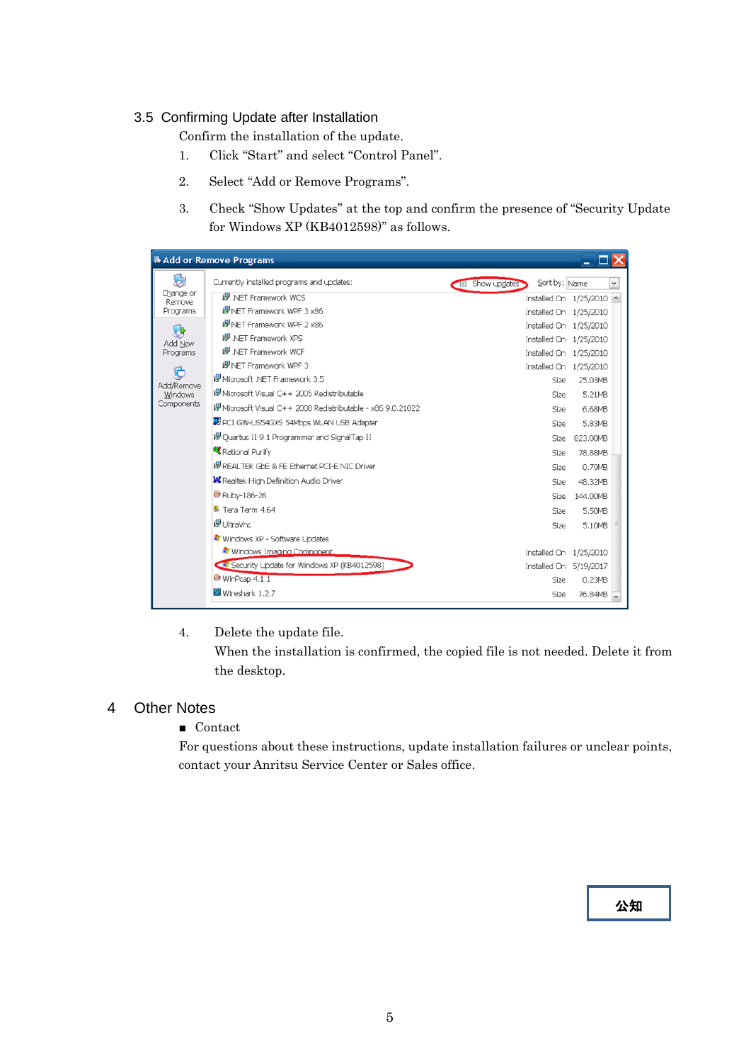### 3.5 Confirming Update after Installation

Confirm the installation of the update.

1. Click “Start” and select “Control Panel”.
2. Select “Add or Remove Programs”.
3. Check “Show Updates” at the top and confirm the presence of “Security Update for Windows XP (KB4012598)” as follows.

4. Delete the update file.
   When the installation is confirmed, the copied file is not needed. Delete it from the desktop.

# 4 Other Notes

■ Contact

For questions about these instructions, update installation failures or unclear points, contact your Anritsu Service Center or Sales office.